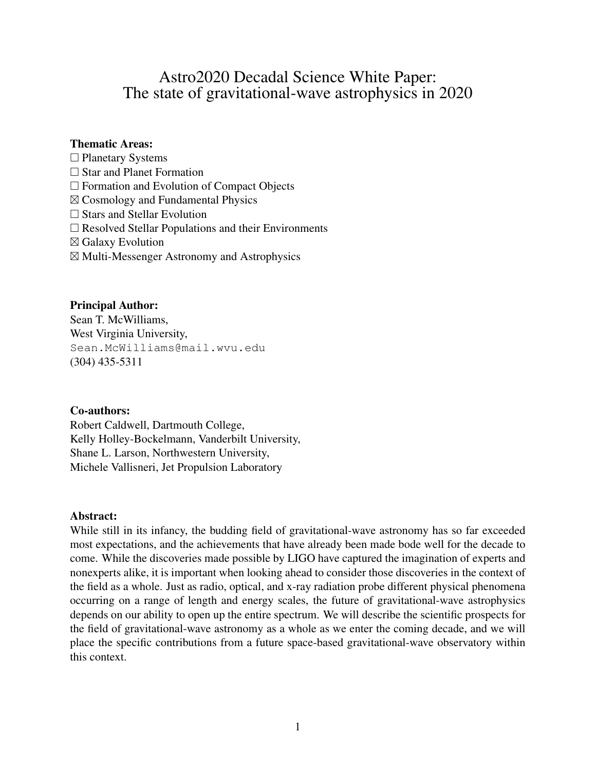# Astro2020 Decadal Science White Paper:
# The state of gravitational-wave astrophysics in 2020

**Thematic Areas:**

☐ Planetary Systems
☐ Star and Planet Formation
☐ Formation and Evolution of Compact Objects
☒ Cosmology and Fundamental Physics
☐ Stars and Stellar Evolution
☐ Resolved Stellar Populations and their Environments
☒ Galaxy Evolution
☒ Multi-Messenger Astronomy and Astrophysics

**Principal Author:**

Sean T. McWilliams,
West Virginia University,
`Sean.McWilliams@mail.wvu.edu`
(304) 435-5311

**Co-authors:**

Robert Caldwell, Dartmouth College,
Kelly Holley-Bockelmann, Vanderbilt University,
Shane L. Larson, Northwestern University,
Michele Vallisneri, Jet Propulsion Laboratory

**Abstract:**

While still in its infancy, the budding field of gravitational-wave astronomy has so far exceeded most expectations, and the achievements that have already been made bode well for the decade to come. While the discoveries made possible by LIGO have captured the imagination of experts and nonexperts alike, it is important when looking ahead to consider those discoveries in the context of the field as a whole. Just as radio, optical, and x-ray radiation probe different physical phenomena occurring on a range of length and energy scales, the future of gravitational-wave astrophysics depends on our ability to open up the entire spectrum. We will describe the scientific prospects for the field of gravitational-wave astronomy as a whole as we enter the coming decade, and we will place the specific contributions from a future space-based gravitational-wave observatory within this context.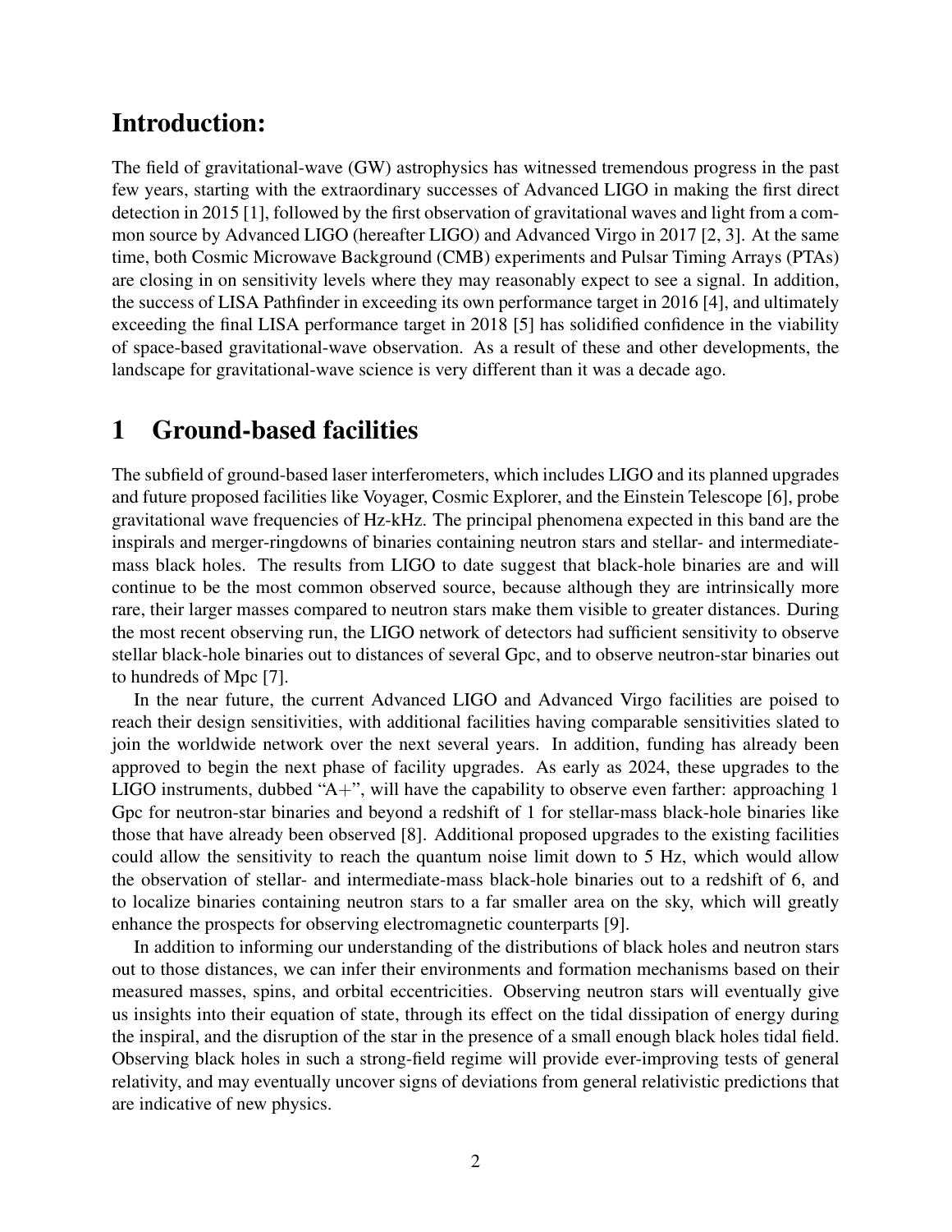## Introduction:

The field of gravitational-wave (GW) astrophysics has witnessed tremendous progress in the past few years, starting with the extraordinary successes of Advanced LIGO in making the first direct detection in 2015 [1], followed by the first observation of gravitational waves and light from a common source by Advanced LIGO (hereafter LIGO) and Advanced Virgo in 2017 [2, 3]. At the same time, both Cosmic Microwave Background (CMB) experiments and Pulsar Timing Arrays (PTAs) are closing in on sensitivity levels where they may reasonably expect to see a signal. In addition, the success of LISA Pathfinder in exceeding its own performance target in 2016 [4], and ultimately exceeding the final LISA performance target in 2018 [5] has solidified confidence in the viability of space-based gravitational-wave observation. As a result of these and other developments, the landscape for gravitational-wave science is very different than it was a decade ago.

# 1 Ground-based facilities

The subfield of ground-based laser interferometers, which includes LIGO and its planned upgrades and future proposed facilities like Voyager, Cosmic Explorer, and the Einstein Telescope [6], probe gravitational wave frequencies of Hz-kHz. The principal phenomena expected in this band are the inspirals and merger-ringdowns of binaries containing neutron stars and stellar- and intermediate-mass black holes. The results from LIGO to date suggest that black-hole binaries are and will continue to be the most common observed source, because although they are intrinsically more rare, their larger masses compared to neutron stars make them visible to greater distances. During the most recent observing run, the LIGO network of detectors had sufficient sensitivity to observe stellar black-hole binaries out to distances of several Gpc, and to observe neutron-star binaries out to hundreds of Mpc [7].

In the near future, the current Advanced LIGO and Advanced Virgo facilities are poised to reach their design sensitivities, with additional facilities having comparable sensitivities slated to join the worldwide network over the next several years. In addition, funding has already been approved to begin the next phase of facility upgrades. As early as 2024, these upgrades to the LIGO instruments, dubbed "A+", will have the capability to observe even farther: approaching 1 Gpc for neutron-star binaries and beyond a redshift of 1 for stellar-mass black-hole binaries like those that have already been observed [8]. Additional proposed upgrades to the existing facilities could allow the sensitivity to reach the quantum noise limit down to 5 Hz, which would allow the observation of stellar- and intermediate-mass black-hole binaries out to a redshift of 6, and to localize binaries containing neutron stars to a far smaller area on the sky, which will greatly enhance the prospects for observing electromagnetic counterparts [9].

In addition to informing our understanding of the distributions of black holes and neutron stars out to those distances, we can infer their environments and formation mechanisms based on their measured masses, spins, and orbital eccentricities. Observing neutron stars will eventually give us insights into their equation of state, through its effect on the tidal dissipation of energy during the inspiral, and the disruption of the star in the presence of a small enough black holes tidal field. Observing black holes in such a strong-field regime will provide ever-improving tests of general relativity, and may eventually uncover signs of deviations from general relativistic predictions that are indicative of new physics.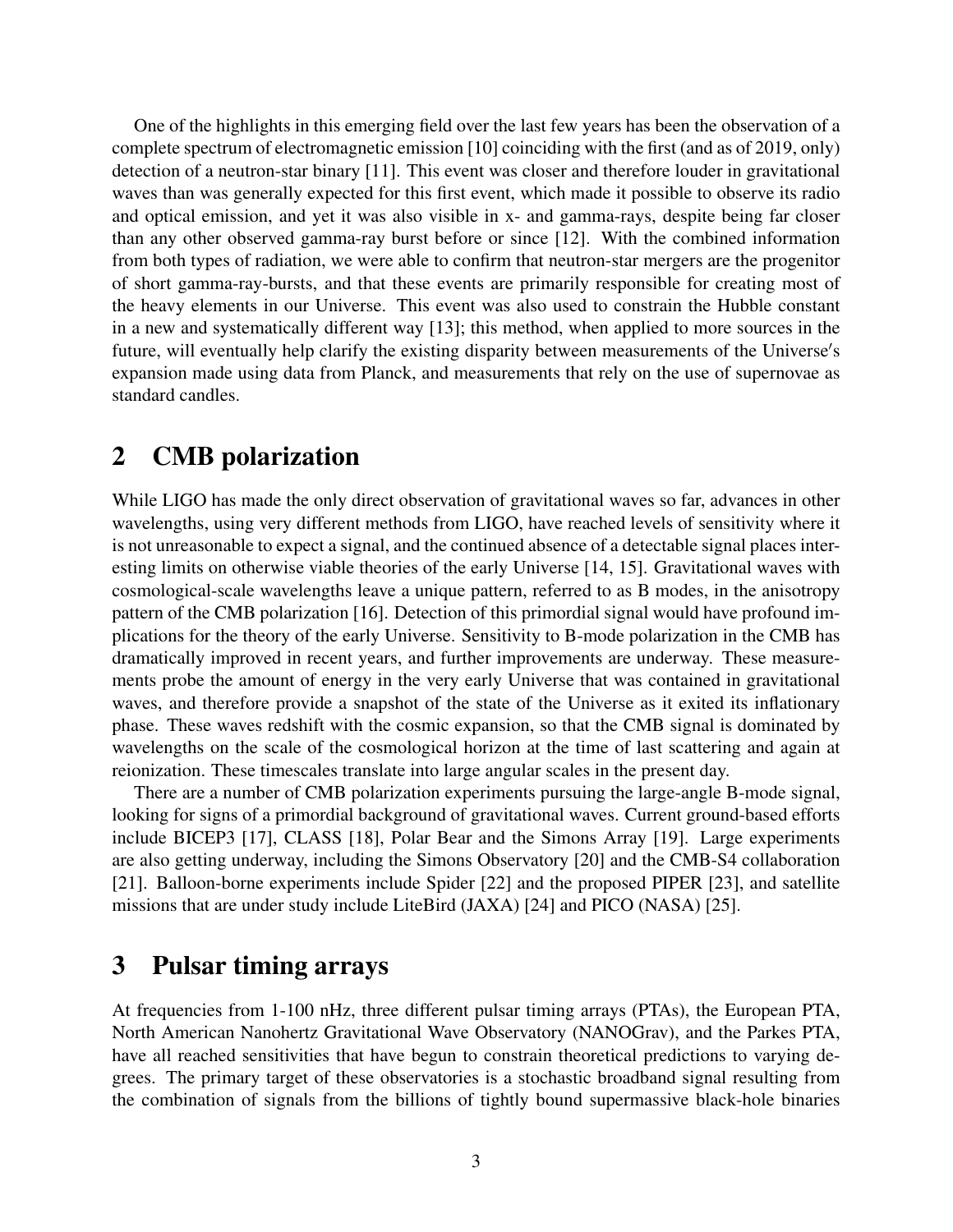One of the highlights in this emerging field over the last few years has been the observation of a complete spectrum of electromagnetic emission [10] coinciding with the first (and as of 2019, only) detection of a neutron-star binary [11]. This event was closer and therefore louder in gravitational waves than was generally expected for this first event, which made it possible to observe its radio and optical emission, and yet it was also visible in x- and gamma-rays, despite being far closer than any other observed gamma-ray burst before or since [12]. With the combined information from both types of radiation, we were able to confirm that neutron-star mergers are the progenitor of short gamma-ray-bursts, and that these events are primarily responsible for creating most of the heavy elements in our Universe. This event was also used to constrain the Hubble constant in a new and systematically different way [13]; this method, when applied to more sources in the future, will eventually help clarify the existing disparity between measurements of the Universe′s expansion made using data from Planck, and measurements that rely on the use of supernovae as standard candles.

## 2 CMB polarization

While LIGO has made the only direct observation of gravitational waves so far, advances in other wavelengths, using very different methods from LIGO, have reached levels of sensitivity where it is not unreasonable to expect a signal, and the continued absence of a detectable signal places interesting limits on otherwise viable theories of the early Universe [14, 15]. Gravitational waves with cosmological-scale wavelengths leave a unique pattern, referred to as B modes, in the anisotropy pattern of the CMB polarization [16]. Detection of this primordial signal would have profound implications for the theory of the early Universe. Sensitivity to B-mode polarization in the CMB has dramatically improved in recent years, and further improvements are underway. These measurements probe the amount of energy in the very early Universe that was contained in gravitational waves, and therefore provide a snapshot of the state of the Universe as it exited its inflationary phase. These waves redshift with the cosmic expansion, so that the CMB signal is dominated by wavelengths on the scale of the cosmological horizon at the time of last scattering and again at reionization. These timescales translate into large angular scales in the present day.

There are a number of CMB polarization experiments pursuing the large-angle B-mode signal, looking for signs of a primordial background of gravitational waves. Current ground-based efforts include BICEP3 [17], CLASS [18], Polar Bear and the Simons Array [19]. Large experiments are also getting underway, including the Simons Observatory [20] and the CMB-S4 collaboration [21]. Balloon-borne experiments include Spider [22] and the proposed PIPER [23], and satellite missions that are under study include LiteBird (JAXA) [24] and PICO (NASA) [25].

## 3 Pulsar timing arrays

At frequencies from 1-100 nHz, three different pulsar timing arrays (PTAs), the European PTA, North American Nanohertz Gravitational Wave Observatory (NANOGrav), and the Parkes PTA, have all reached sensitivities that have begun to constrain theoretical predictions to varying degrees. The primary target of these observatories is a stochastic broadband signal resulting from the combination of signals from the billions of tightly bound supermassive black-hole binaries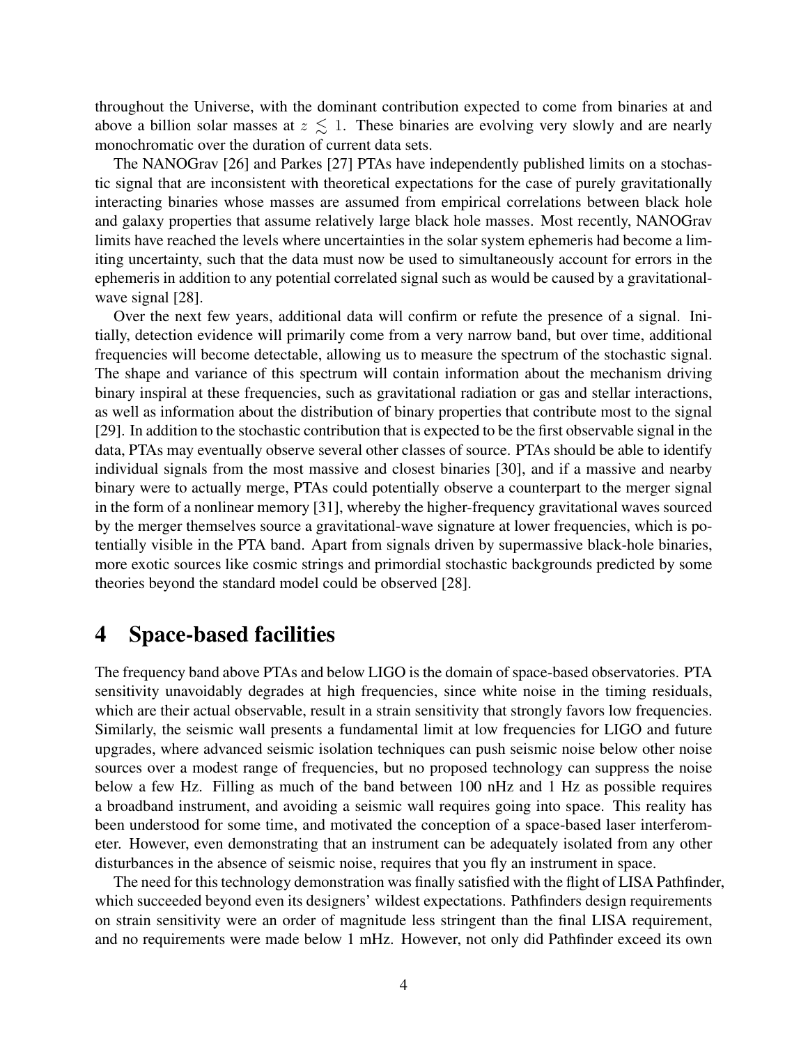throughout the Universe, with the dominant contribution expected to come from binaries at and above a billion solar masses at $z \lesssim 1$. These binaries are evolving very slowly and are nearly monochromatic over the duration of current data sets.

The NANOGrav [26] and Parkes [27] PTAs have independently published limits on a stochastic signal that are inconsistent with theoretical expectations for the case of purely gravitationally interacting binaries whose masses are assumed from empirical correlations between black hole and galaxy properties that assume relatively large black hole masses. Most recently, NANOGrav limits have reached the levels where uncertainties in the solar system ephemeris had become a limiting uncertainty, such that the data must now be used to simultaneously account for errors in the ephemeris in addition to any potential correlated signal such as would be caused by a gravitational-wave signal [28].

Over the next few years, additional data will confirm or refute the presence of a signal. Initially, detection evidence will primarily come from a very narrow band, but over time, additional frequencies will become detectable, allowing us to measure the spectrum of the stochastic signal. The shape and variance of this spectrum will contain information about the mechanism driving binary inspiral at these frequencies, such as gravitational radiation or gas and stellar interactions, as well as information about the distribution of binary properties that contribute most to the signal [29]. In addition to the stochastic contribution that is expected to be the first observable signal in the data, PTAs may eventually observe several other classes of source. PTAs should be able to identify individual signals from the most massive and closest binaries [30], and if a massive and nearby binary were to actually merge, PTAs could potentially observe a counterpart to the merger signal in the form of a nonlinear memory [31], whereby the higher-frequency gravitational waves sourced by the merger themselves source a gravitational-wave signature at lower frequencies, which is potentially visible in the PTA band. Apart from signals driven by supermassive black-hole binaries, more exotic sources like cosmic strings and primordial stochastic backgrounds predicted by some theories beyond the standard model could be observed [28].

# 4 Space-based facilities

The frequency band above PTAs and below LIGO is the domain of space-based observatories. PTA sensitivity unavoidably degrades at high frequencies, since white noise in the timing residuals, which are their actual observable, result in a strain sensitivity that strongly favors low frequencies. Similarly, the seismic wall presents a fundamental limit at low frequencies for LIGO and future upgrades, where advanced seismic isolation techniques can push seismic noise below other noise sources over a modest range of frequencies, but no proposed technology can suppress the noise below a few Hz. Filling as much of the band between 100 nHz and 1 Hz as possible requires a broadband instrument, and avoiding a seismic wall requires going into space. This reality has been understood for some time, and motivated the conception of a space-based laser interferometer. However, even demonstrating that an instrument can be adequately isolated from any other disturbances in the absence of seismic noise, requires that you fly an instrument in space.

The need for this technology demonstration was finally satisfied with the flight of LISA Pathfinder, which succeeded beyond even its designers' wildest expectations. Pathfinders design requirements on strain sensitivity were an order of magnitude less stringent than the final LISA requirement, and no requirements were made below 1 mHz. However, not only did Pathfinder exceed its own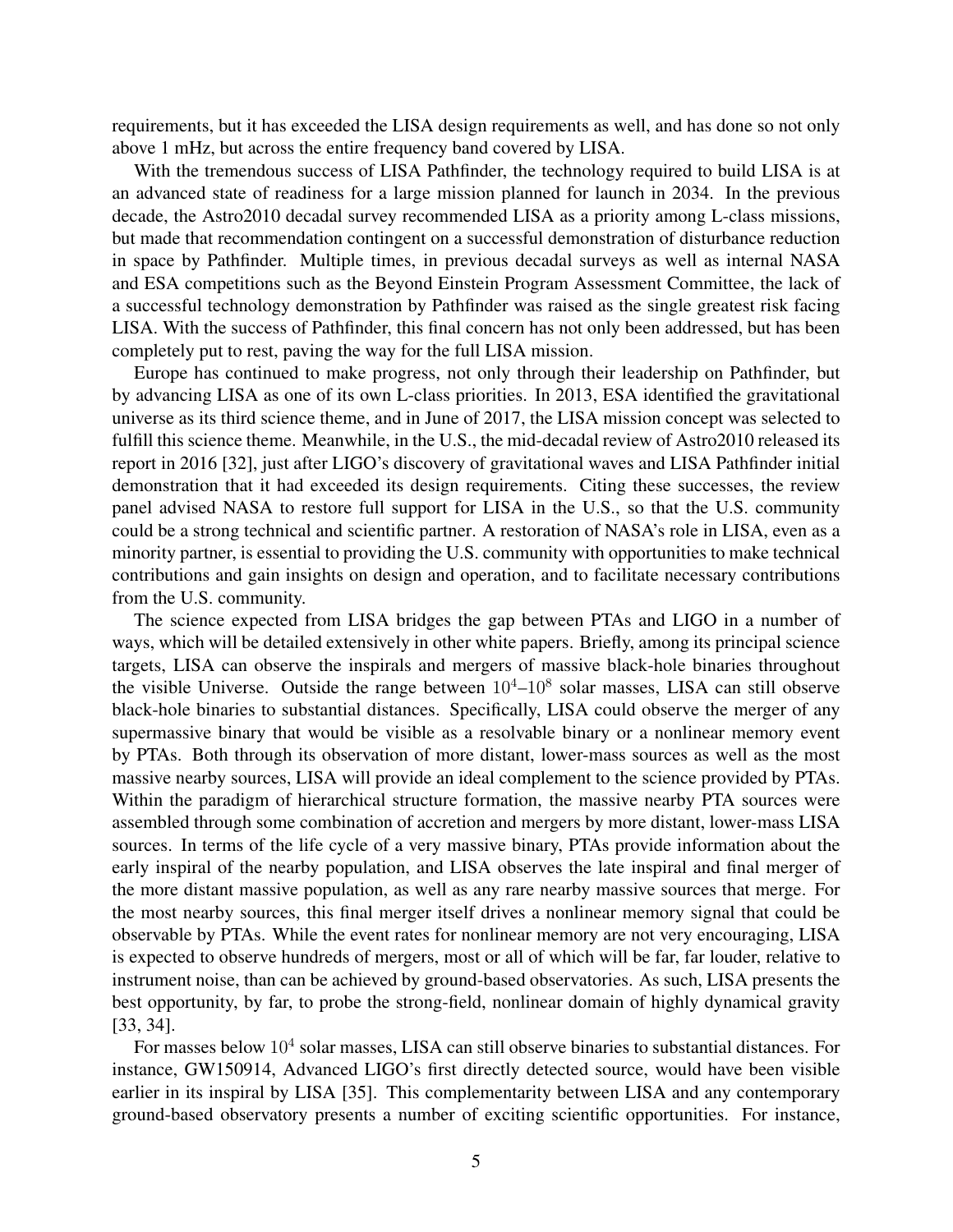requirements, but it has exceeded the LISA design requirements as well, and has done so not only above 1 mHz, but across the entire frequency band covered by LISA.

With the tremendous success of LISA Pathfinder, the technology required to build LISA is at an advanced state of readiness for a large mission planned for launch in 2034. In the previous decade, the Astro2010 decadal survey recommended LISA as a priority among L-class missions, but made that recommendation contingent on a successful demonstration of disturbance reduction in space by Pathfinder. Multiple times, in previous decadal surveys as well as internal NASA and ESA competitions such as the Beyond Einstein Program Assessment Committee, the lack of a successful technology demonstration by Pathfinder was raised as the single greatest risk facing LISA. With the success of Pathfinder, this final concern has not only been addressed, but has been completely put to rest, paving the way for the full LISA mission.

Europe has continued to make progress, not only through their leadership on Pathfinder, but by advancing LISA as one of its own L-class priorities. In 2013, ESA identified the gravitational universe as its third science theme, and in June of 2017, the LISA mission concept was selected to fulfill this science theme. Meanwhile, in the U.S., the mid-decadal review of Astro2010 released its report in 2016 [32], just after LIGO's discovery of gravitational waves and LISA Pathfinder initial demonstration that it had exceeded its design requirements. Citing these successes, the review panel advised NASA to restore full support for LISA in the U.S., so that the U.S. community could be a strong technical and scientific partner. A restoration of NASA's role in LISA, even as a minority partner, is essential to providing the U.S. community with opportunities to make technical contributions and gain insights on design and operation, and to facilitate necessary contributions from the U.S. community.

The science expected from LISA bridges the gap between PTAs and LIGO in a number of ways, which will be detailed extensively in other white papers. Briefly, among its principal science targets, LISA can observe the inspirals and mergers of massive black-hole binaries throughout the visible Universe. Outside the range between $10^4$–$10^8$ solar masses, LISA can still observe black-hole binaries to substantial distances. Specifically, LISA could observe the merger of any supermassive binary that would be visible as a resolvable binary or a nonlinear memory event by PTAs. Both through its observation of more distant, lower-mass sources as well as the most massive nearby sources, LISA will provide an ideal complement to the science provided by PTAs. Within the paradigm of hierarchical structure formation, the massive nearby PTA sources were assembled through some combination of accretion and mergers by more distant, lower-mass LISA sources. In terms of the life cycle of a very massive binary, PTAs provide information about the early inspiral of the nearby population, and LISA observes the late inspiral and final merger of the more distant massive population, as well as any rare nearby massive sources that merge. For the most nearby sources, this final merger itself drives a nonlinear memory signal that could be observable by PTAs. While the event rates for nonlinear memory are not very encouraging, LISA is expected to observe hundreds of mergers, most or all of which will be far, far louder, relative to instrument noise, than can be achieved by ground-based observatories. As such, LISA presents the best opportunity, by far, to probe the strong-field, nonlinear domain of highly dynamical gravity [33, 34].

For masses below $10^4$ solar masses, LISA can still observe binaries to substantial distances. For instance, GW150914, Advanced LIGO's first directly detected source, would have been visible earlier in its inspiral by LISA [35]. This complementarity between LISA and any contemporary ground-based observatory presents a number of exciting scientific opportunities. For instance,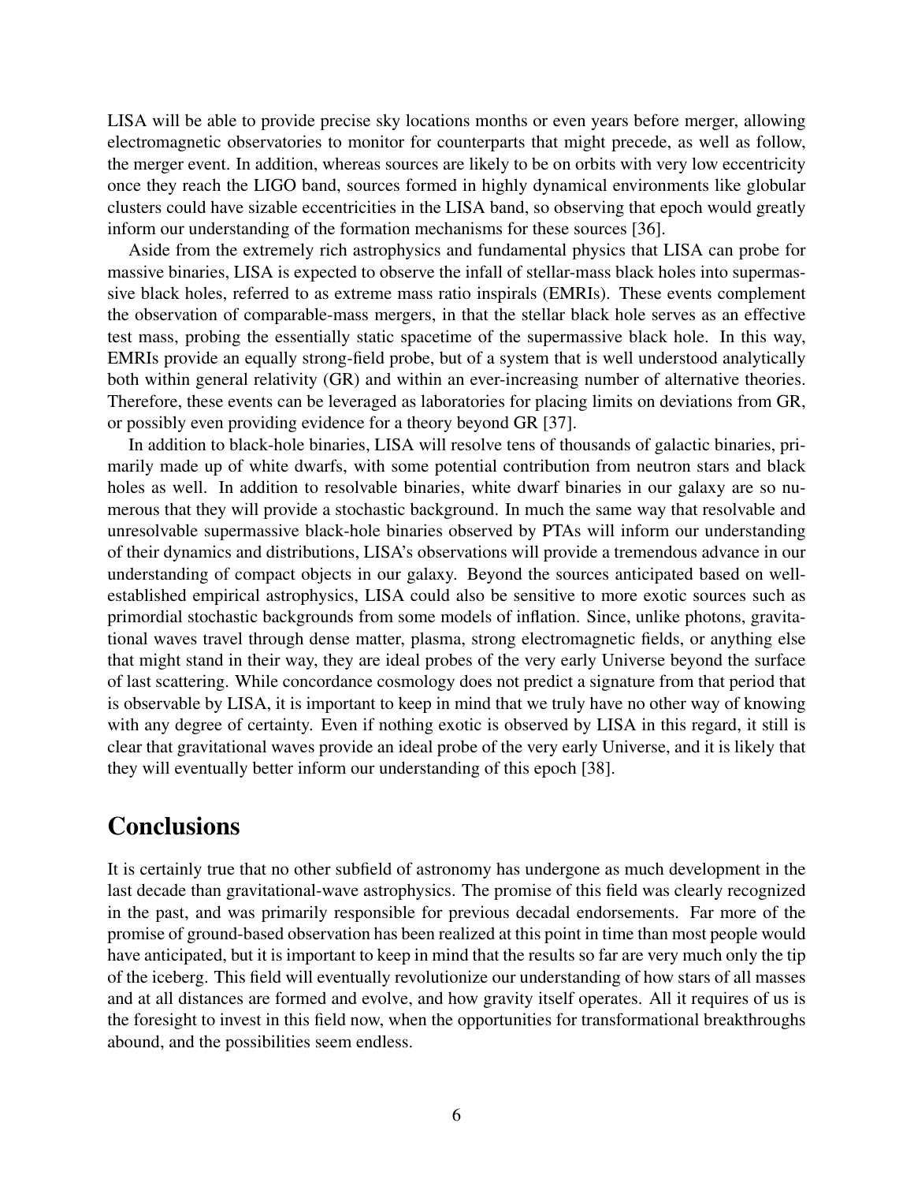LISA will be able to provide precise sky locations months or even years before merger, allowing electromagnetic observatories to monitor for counterparts that might precede, as well as follow, the merger event. In addition, whereas sources are likely to be on orbits with very low eccentricity once they reach the LIGO band, sources formed in highly dynamical environments like globular clusters could have sizable eccentricities in the LISA band, so observing that epoch would greatly inform our understanding of the formation mechanisms for these sources [36].

Aside from the extremely rich astrophysics and fundamental physics that LISA can probe for massive binaries, LISA is expected to observe the infall of stellar-mass black holes into supermassive black holes, referred to as extreme mass ratio inspirals (EMRIs). These events complement the observation of comparable-mass mergers, in that the stellar black hole serves as an effective test mass, probing the essentially static spacetime of the supermassive black hole. In this way, EMRIs provide an equally strong-field probe, but of a system that is well understood analytically both within general relativity (GR) and within an ever-increasing number of alternative theories. Therefore, these events can be leveraged as laboratories for placing limits on deviations from GR, or possibly even providing evidence for a theory beyond GR [37].

In addition to black-hole binaries, LISA will resolve tens of thousands of galactic binaries, primarily made up of white dwarfs, with some potential contribution from neutron stars and black holes as well. In addition to resolvable binaries, white dwarf binaries in our galaxy are so numerous that they will provide a stochastic background. In much the same way that resolvable and unresolvable supermassive black-hole binaries observed by PTAs will inform our understanding of their dynamics and distributions, LISA's observations will provide a tremendous advance in our understanding of compact objects in our galaxy. Beyond the sources anticipated based on well-established empirical astrophysics, LISA could also be sensitive to more exotic sources such as primordial stochastic backgrounds from some models of inflation. Since, unlike photons, gravitational waves travel through dense matter, plasma, strong electromagnetic fields, or anything else that might stand in their way, they are ideal probes of the very early Universe beyond the surface of last scattering. While concordance cosmology does not predict a signature from that period that is observable by LISA, it is important to keep in mind that we truly have no other way of knowing with any degree of certainty. Even if nothing exotic is observed by LISA in this regard, it still is clear that gravitational waves provide an ideal probe of the very early Universe, and it is likely that they will eventually better inform our understanding of this epoch [38].

## Conclusions

It is certainly true that no other subfield of astronomy has undergone as much development in the last decade than gravitational-wave astrophysics. The promise of this field was clearly recognized in the past, and was primarily responsible for previous decadal endorsements. Far more of the promise of ground-based observation has been realized at this point in time than most people would have anticipated, but it is important to keep in mind that the results so far are very much only the tip of the iceberg. This field will eventually revolutionize our understanding of how stars of all masses and at all distances are formed and evolve, and how gravity itself operates. All it requires of us is the foresight to invest in this field now, when the opportunities for transformational breakthroughs abound, and the possibilities seem endless.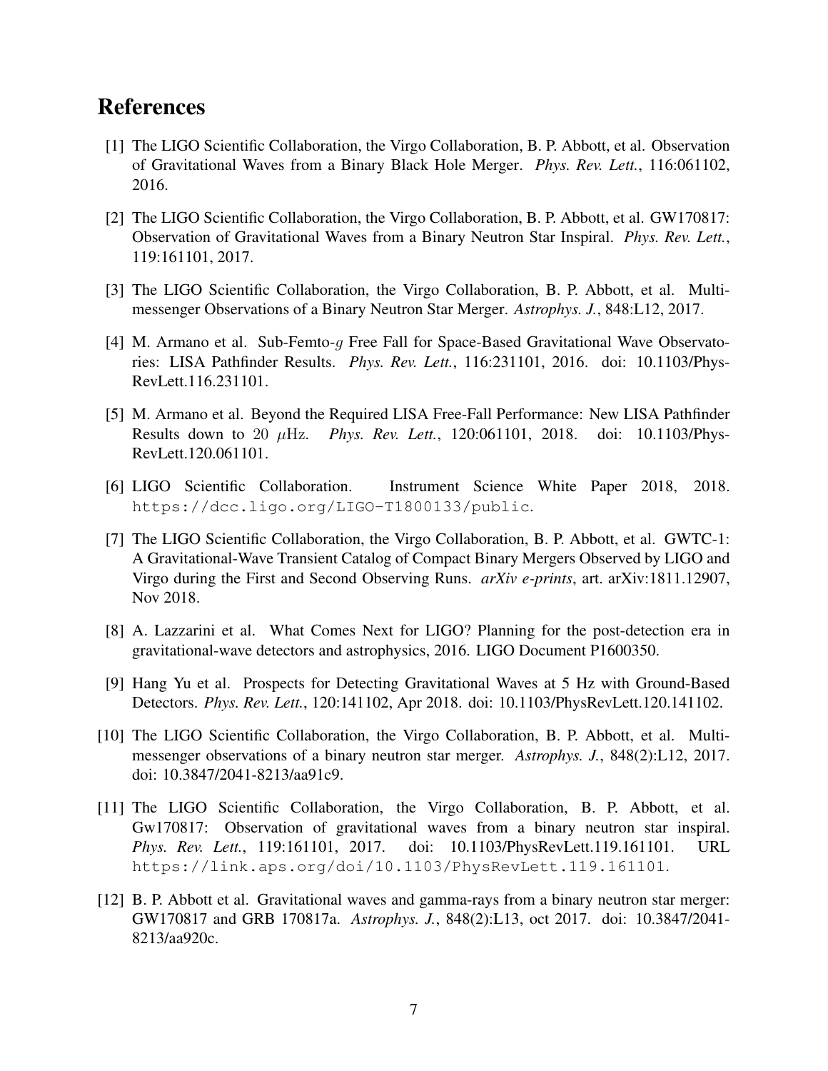## References

[1] The LIGO Scientific Collaboration, the Virgo Collaboration, B. P. Abbott, et al. Observation of Gravitational Waves from a Binary Black Hole Merger. *Phys. Rev. Lett.*, 116:061102, 2016.

[2] The LIGO Scientific Collaboration, the Virgo Collaboration, B. P. Abbott, et al. GW170817: Observation of Gravitational Waves from a Binary Neutron Star Inspiral. *Phys. Rev. Lett.*, 119:161101, 2017.

[3] The LIGO Scientific Collaboration, the Virgo Collaboration, B. P. Abbott, et al. Multi-messenger Observations of a Binary Neutron Star Merger. *Astrophys. J.*, 848:L12, 2017.

[4] M. Armano et al. Sub-Femto-$g$ Free Fall for Space-Based Gravitational Wave Observatories: LISA Pathfinder Results. *Phys. Rev. Lett.*, 116:231101, 2016. doi: 10.1103/PhysRevLett.116.231101.

[5] M. Armano et al. Beyond the Required LISA Free-Fall Performance: New LISA Pathfinder Results down to $20\ \mu\mathrm{Hz}$. *Phys. Rev. Lett.*, 120:061101, 2018. doi: 10.1103/PhysRevLett.120.061101.

[6] LIGO Scientific Collaboration. Instrument Science White Paper 2018, 2018. `https://dcc.ligo.org/LIGO-T1800133/public`.

[7] The LIGO Scientific Collaboration, the Virgo Collaboration, B. P. Abbott, et al. GWTC-1: A Gravitational-Wave Transient Catalog of Compact Binary Mergers Observed by LIGO and Virgo during the First and Second Observing Runs. *arXiv e-prints*, art. arXiv:1811.12907, Nov 2018.

[8] A. Lazzarini et al. What Comes Next for LIGO? Planning for the post-detection era in gravitational-wave detectors and astrophysics, 2016. LIGO Document P1600350.

[9] Hang Yu et al. Prospects for Detecting Gravitational Waves at 5 Hz with Ground-Based Detectors. *Phys. Rev. Lett.*, 120:141102, Apr 2018. doi: 10.1103/PhysRevLett.120.141102.

[10] The LIGO Scientific Collaboration, the Virgo Collaboration, B. P. Abbott, et al. Multi-messenger observations of a binary neutron star merger. *Astrophys. J.*, 848(2):L12, 2017. doi: 10.3847/2041-8213/aa91c9.

[11] The LIGO Scientific Collaboration, the Virgo Collaboration, B. P. Abbott, et al. Gw170817: Observation of gravitational waves from a binary neutron star inspiral. *Phys. Rev. Lett.*, 119:161101, 2017. doi: 10.1103/PhysRevLett.119.161101. URL `https://link.aps.org/doi/10.1103/PhysRevLett.119.161101`.

[12] B. P. Abbott et al. Gravitational waves and gamma-rays from a binary neutron star merger: GW170817 and GRB 170817a. *Astrophys. J.*, 848(2):L13, oct 2017. doi: 10.3847/2041-8213/aa920c.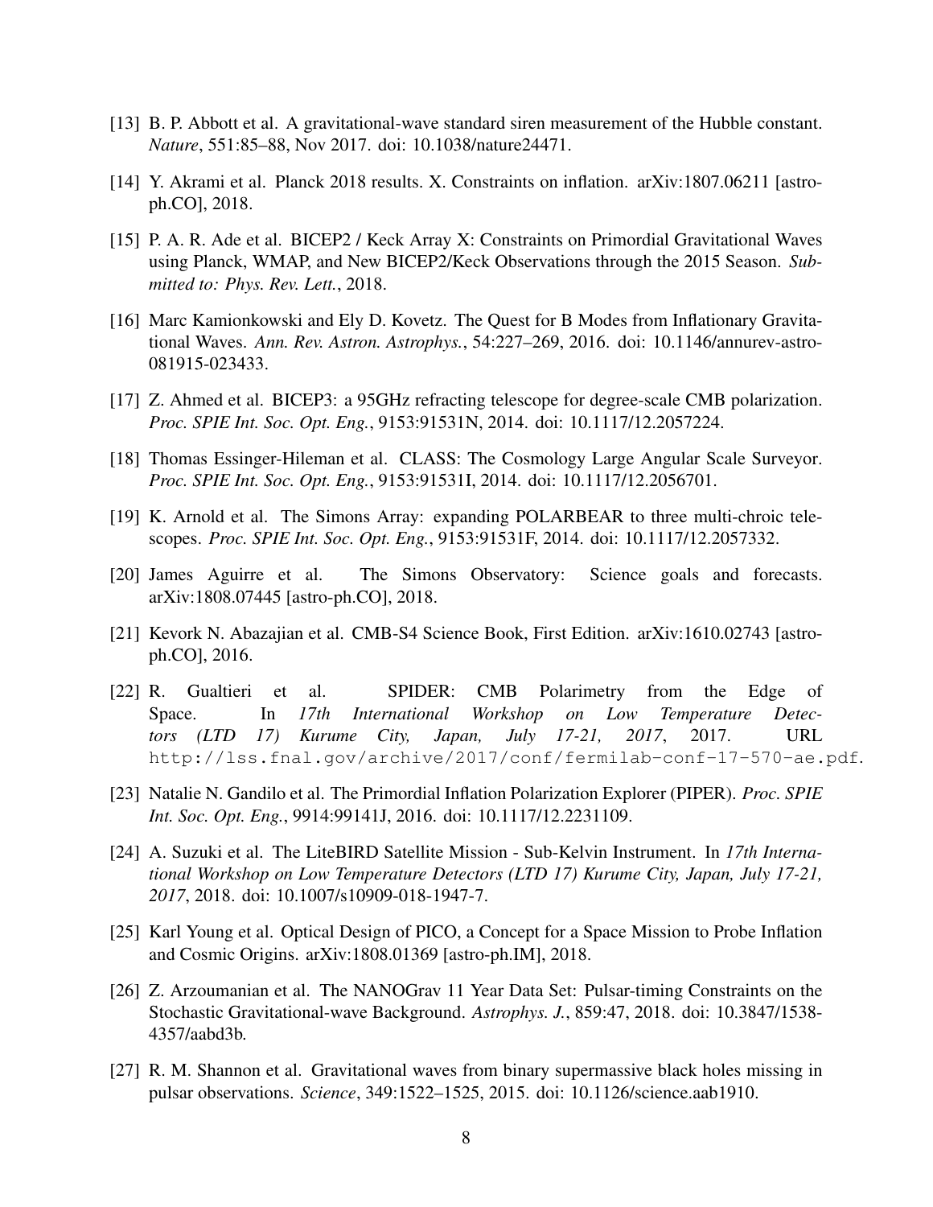[13] B. P. Abbott et al. A gravitational-wave standard siren measurement of the Hubble constant. *Nature*, 551:85–88, Nov 2017. doi: 10.1038/nature24471.

[14] Y. Akrami et al. Planck 2018 results. X. Constraints on inflation. arXiv:1807.06211 [astro-ph.CO], 2018.

[15] P. A. R. Ade et al. BICEP2 / Keck Array X: Constraints on Primordial Gravitational Waves using Planck, WMAP, and New BICEP2/Keck Observations through the 2015 Season. *Submitted to: Phys. Rev. Lett.*, 2018.

[16] Marc Kamionkowski and Ely D. Kovetz. The Quest for B Modes from Inflationary Gravitational Waves. *Ann. Rev. Astron. Astrophys.*, 54:227–269, 2016. doi: 10.1146/annurev-astro-081915-023433.

[17] Z. Ahmed et al. BICEP3: a 95GHz refracting telescope for degree-scale CMB polarization. *Proc. SPIE Int. Soc. Opt. Eng.*, 9153:91531N, 2014. doi: 10.1117/12.2057224.

[18] Thomas Essinger-Hileman et al. CLASS: The Cosmology Large Angular Scale Surveyor. *Proc. SPIE Int. Soc. Opt. Eng.*, 9153:91531I, 2014. doi: 10.1117/12.2056701.

[19] K. Arnold et al. The Simons Array: expanding POLARBEAR to three multi-chroic telescopes. *Proc. SPIE Int. Soc. Opt. Eng.*, 9153:91531F, 2014. doi: 10.1117/12.2057332.

[20] James Aguirre et al. The Simons Observatory: Science goals and forecasts. arXiv:1808.07445 [astro-ph.CO], 2018.

[21] Kevork N. Abazajian et al. CMB-S4 Science Book, First Edition. arXiv:1610.02743 [astro-ph.CO], 2016.

[22] R. Gualtieri et al. SPIDER: CMB Polarimetry from the Edge of Space. In *17th International Workshop on Low Temperature Detectors (LTD 17) Kurume City, Japan, July 17-21, 2017*, 2017. URL http://lss.fnal.gov/archive/2017/conf/fermilab-conf-17-570-ae.pdf.

[23] Natalie N. Gandilo et al. The Primordial Inflation Polarization Explorer (PIPER). *Proc. SPIE Int. Soc. Opt. Eng.*, 9914:99141J, 2016. doi: 10.1117/12.2231109.

[24] A. Suzuki et al. The LiteBIRD Satellite Mission - Sub-Kelvin Instrument. In *17th International Workshop on Low Temperature Detectors (LTD 17) Kurume City, Japan, July 17-21, 2017*, 2018. doi: 10.1007/s10909-018-1947-7.

[25] Karl Young et al. Optical Design of PICO, a Concept for a Space Mission to Probe Inflation and Cosmic Origins. arXiv:1808.01369 [astro-ph.IM], 2018.

[26] Z. Arzoumanian et al. The NANOGrav 11 Year Data Set: Pulsar-timing Constraints on the Stochastic Gravitational-wave Background. *Astrophys. J.*, 859:47, 2018. doi: 10.3847/1538-4357/aabd3b.

[27] R. M. Shannon et al. Gravitational waves from binary supermassive black holes missing in pulsar observations. *Science*, 349:1522–1525, 2015. doi: 10.1126/science.aab1910.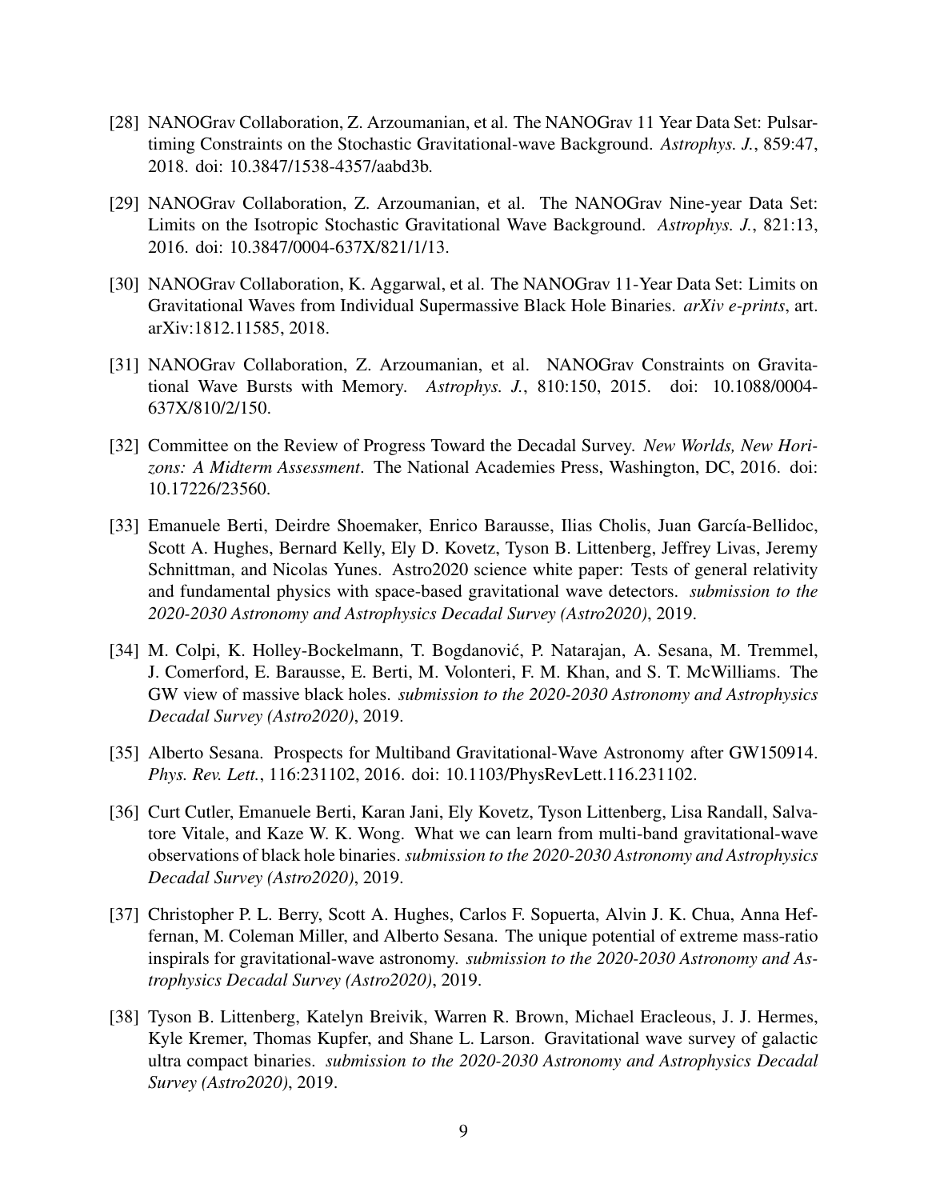[28] NANOGrav Collaboration, Z. Arzoumanian, et al. The NANOGrav 11 Year Data Set: Pulsar-timing Constraints on the Stochastic Gravitational-wave Background. *Astrophys. J.*, 859:47, 2018. doi: 10.3847/1538-4357/aabd3b.

[29] NANOGrav Collaboration, Z. Arzoumanian, et al. The NANOGrav Nine-year Data Set: Limits on the Isotropic Stochastic Gravitational Wave Background. *Astrophys. J.*, 821:13, 2016. doi: 10.3847/0004-637X/821/1/13.

[30] NANOGrav Collaboration, K. Aggarwal, et al. The NANOGrav 11-Year Data Set: Limits on Gravitational Waves from Individual Supermassive Black Hole Binaries. *arXiv e-prints*, art. arXiv:1812.11585, 2018.

[31] NANOGrav Collaboration, Z. Arzoumanian, et al. NANOGrav Constraints on Gravitational Wave Bursts with Memory. *Astrophys. J.*, 810:150, 2015. doi: 10.1088/0004-637X/810/2/150.

[32] Committee on the Review of Progress Toward the Decadal Survey. *New Worlds, New Horizons: A Midterm Assessment*. The National Academies Press, Washington, DC, 2016. doi: 10.17226/23560.

[33] Emanuele Berti, Deirdre Shoemaker, Enrico Barausse, Ilias Cholis, Juan García-Bellidoc, Scott A. Hughes, Bernard Kelly, Ely D. Kovetz, Tyson B. Littenberg, Jeffrey Livas, Jeremy Schnittman, and Nicolas Yunes. Astro2020 science white paper: Tests of general relativity and fundamental physics with space-based gravitational wave detectors. *submission to the 2020-2030 Astronomy and Astrophysics Decadal Survey (Astro2020)*, 2019.

[34] M. Colpi, K. Holley-Bockelmann, T. Bogdanović, P. Natarajan, A. Sesana, M. Tremmel, J. Comerford, E. Barausse, E. Berti, M. Volonteri, F. M. Khan, and S. T. McWilliams. The GW view of massive black holes. *submission to the 2020-2030 Astronomy and Astrophysics Decadal Survey (Astro2020)*, 2019.

[35] Alberto Sesana. Prospects for Multiband Gravitational-Wave Astronomy after GW150914. *Phys. Rev. Lett.*, 116:231102, 2016. doi: 10.1103/PhysRevLett.116.231102.

[36] Curt Cutler, Emanuele Berti, Karan Jani, Ely Kovetz, Tyson Littenberg, Lisa Randall, Salvatore Vitale, and Kaze W. K. Wong. What we can learn from multi-band gravitational-wave observations of black hole binaries. *submission to the 2020-2030 Astronomy and Astrophysics Decadal Survey (Astro2020)*, 2019.

[37] Christopher P. L. Berry, Scott A. Hughes, Carlos F. Sopuerta, Alvin J. K. Chua, Anna Heffernan, M. Coleman Miller, and Alberto Sesana. The unique potential of extreme mass-ratio inspirals for gravitational-wave astronomy. *submission to the 2020-2030 Astronomy and Astrophysics Decadal Survey (Astro2020)*, 2019.

[38] Tyson B. Littenberg, Katelyn Breivik, Warren R. Brown, Michael Eracleous, J. J. Hermes, Kyle Kremer, Thomas Kupfer, and Shane L. Larson. Gravitational wave survey of galactic ultra compact binaries. *submission to the 2020-2030 Astronomy and Astrophysics Decadal Survey (Astro2020)*, 2019.